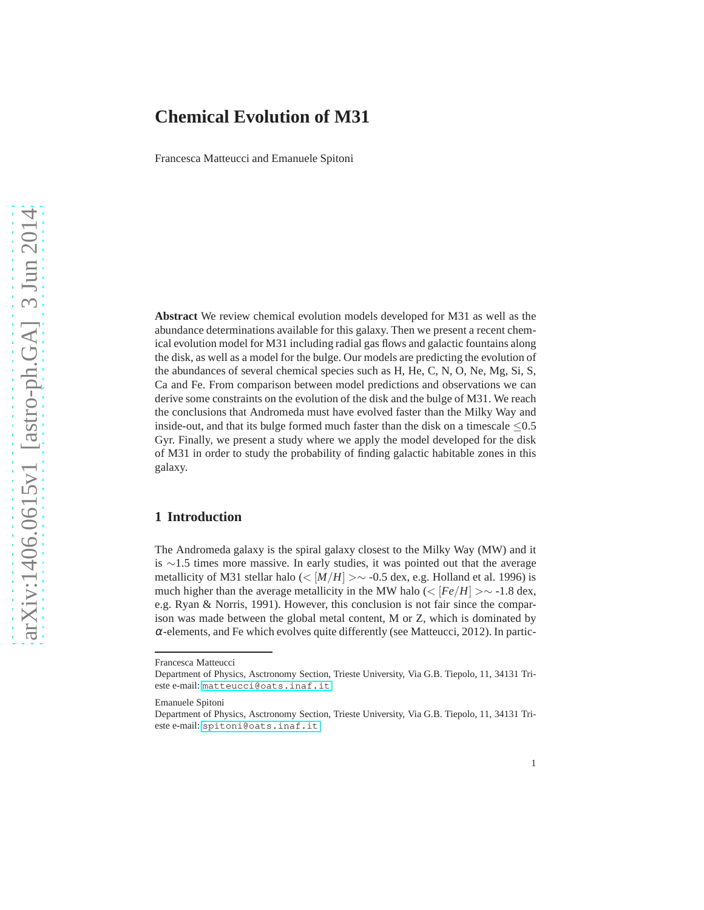# Chemical Evolution of M31

Francesca Matteucci and Emanuele Spitoni

**Abstract** We review chemical evolution models developed for M31 as well as the abundance determinations available for this galaxy. Then we present a recent chemical evolution model for M31 including radial gas flows and galactic fountains along the disk, as well as a model for the bulge. Our models are predicting the evolution of the abundances of several chemical species such as H, He, C, N, O, Ne, Mg, Si, S, Ca and Fe. From comparison between model predictions and observations we can derive some constraints on the evolution of the disk and the bulge of M31. We reach the conclusions that Andromeda must have evolved faster than the Milky Way and inside-out, and that its bulge formed much faster than the disk on a timescale $\leq$0.5 Gyr. Finally, we present a study where we apply the model developed for the disk of M31 in order to study the probability of finding galactic habitable zones in this galaxy.

## 1 Introduction

The Andromeda galaxy is the spiral galaxy closest to the Milky Way (MW) and it is $\sim$1.5 times more massive. In early studies, it was pointed out that the average metallicity of M31 stellar halo ($<[M/H]>\sim$ -0.5 dex, e.g. Holland et al. 1996) is much higher than the average metallicity in the MW halo ($<[Fe/H]>\sim$ -1.8 dex, e.g. Ryan & Norris, 1991). However, this conclusion is not fair since the comparison was made between the global metal content, M or Z, which is dominated by $\alpha$-elements, and Fe which evolves quite differently (see Matteucci, 2012). In partic-

Francesca Matteucci
Department of Physics, Asctronomy Section, Trieste University, Via G.B. Tiepolo, 11, 34131 Trieste e-mail: matteucci@oats.inaf.it

Emanuele Spitoni
Department of Physics, Asctronomy Section, Trieste University, Via G.B. Tiepolo, 11, 34131 Trieste e-mail: spitoni@oats.inaf.it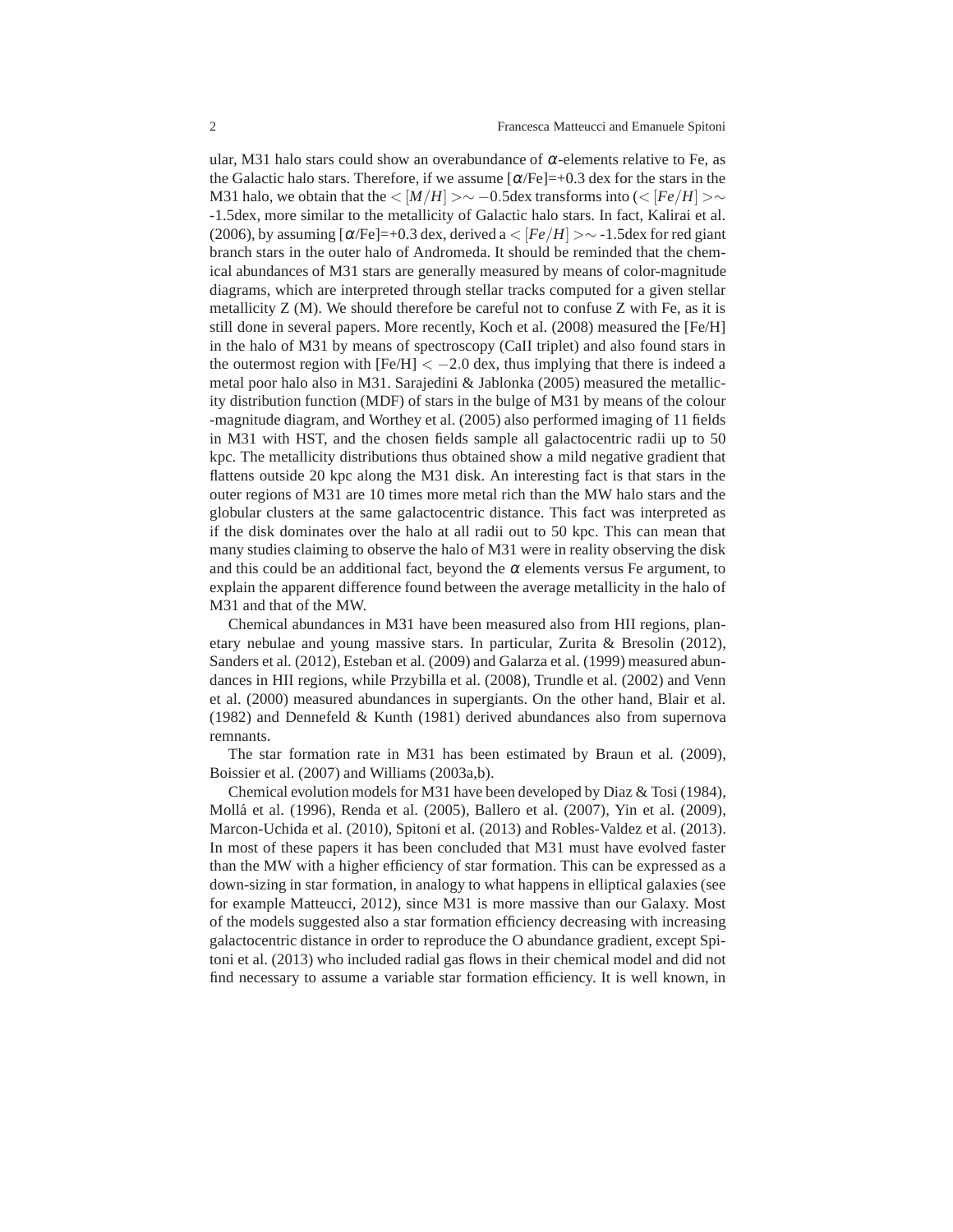ular, M31 halo stars could show an overabundance of $\alpha$-elements relative to Fe, as the Galactic halo stars. Therefore, if we assume [$\alpha$/Fe]=+0.3 dex for the stars in the M31 halo, we obtain that the $<[M/H]>\sim -0.5$dex transforms into ($<[Fe/H]>\sim$ -1.5dex, more similar to the metallicity of Galactic halo stars. In fact, Kalirai et al. (2006), by assuming [$\alpha$/Fe]=+0.3 dex, derived a $<[Fe/H]>\sim$ -1.5dex for red giant branch stars in the outer halo of Andromeda. It should be reminded that the chemical abundances of M31 stars are generally measured by means of color-magnitude diagrams, which are interpreted through stellar tracks computed for a given stellar metallicity Z (M). We should therefore be careful not to confuse Z with Fe, as it is still done in several papers. More recently, Koch et al. (2008) measured the [Fe/H] in the halo of M31 by means of spectroscopy (CaII triplet) and also found stars in the outermost region with [Fe/H] $< -2.0$ dex, thus implying that there is indeed a metal poor halo also in M31. Sarajedini & Jablonka (2005) measured the metallicity distribution function (MDF) of stars in the bulge of M31 by means of the colour -magnitude diagram, and Worthey et al. (2005) also performed imaging of 11 fields in M31 with HST, and the chosen fields sample all galactocentric radii up to 50 kpc. The metallicity distributions thus obtained show a mild negative gradient that flattens outside 20 kpc along the M31 disk. An interesting fact is that stars in the outer regions of M31 are 10 times more metal rich than the MW halo stars and the globular clusters at the same galactocentric distance. This fact was interpreted as if the disk dominates over the halo at all radii out to 50 kpc. This can mean that many studies claiming to observe the halo of M31 were in reality observing the disk and this could be an additional fact, beyond the $\alpha$ elements versus Fe argument, to explain the apparent difference found between the average metallicity in the halo of M31 and that of the MW.

Chemical abundances in M31 have been measured also from HII regions, planetary nebulae and young massive stars. In particular, Zurita & Bresolin (2012), Sanders et al. (2012), Esteban et al. (2009) and Galarza et al. (1999) measured abundances in HII regions, while Przybilla et al. (2008), Trundle et al. (2002) and Venn et al. (2000) measured abundances in supergiants. On the other hand, Blair et al. (1982) and Dennefeld & Kunth (1981) derived abundances also from supernova remnants.

The star formation rate in M31 has been estimated by Braun et al. (2009), Boissier et al. (2007) and Williams (2003a,b).

Chemical evolution models for M31 have been developed by Diaz & Tosi (1984), Mollá et al. (1996), Renda et al. (2005), Ballero et al. (2007), Yin et al. (2009), Marcon-Uchida et al. (2010), Spitoni et al. (2013) and Robles-Valdez et al. (2013). In most of these papers it has been concluded that M31 must have evolved faster than the MW with a higher efficiency of star formation. This can be expressed as a down-sizing in star formation, in analogy to what happens in elliptical galaxies (see for example Matteucci, 2012), since M31 is more massive than our Galaxy. Most of the models suggested also a star formation efficiency decreasing with increasing galactocentric distance in order to reproduce the O abundance gradient, except Spitoni et al. (2013) who included radial gas flows in their chemical model and did not find necessary to assume a variable star formation efficiency. It is well known, in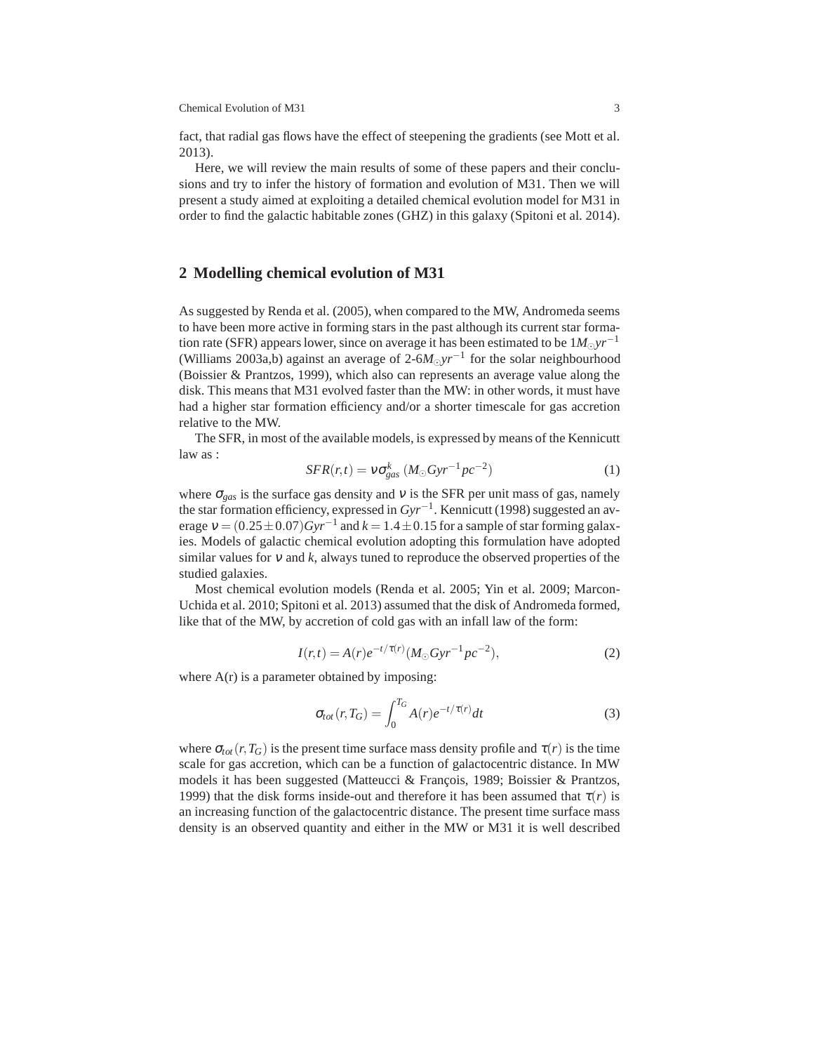fact, that radial gas flows have the effect of steepening the gradients (see Mott et al. 2013).

Here, we will review the main results of some of these papers and their conclusions and try to infer the history of formation and evolution of M31. Then we will present a study aimed at exploiting a detailed chemical evolution model for M31 in order to find the galactic habitable zones (GHZ) in this galaxy (Spitoni et al. 2014).

## 2 Modelling chemical evolution of M31

As suggested by Renda et al. (2005), when compared to the MW, Andromeda seems to have been more active in forming stars in the past although its current star formation rate (SFR) appears lower, since on average it has been estimated to be $1 M_{\odot} yr^{-1}$ (Williams 2003a,b) against an average of 2-6$M_{\odot} yr^{-1}$ for the solar neighbourhood (Boissier & Prantzos, 1999), which also can represents an average value along the disk. This means that M31 evolved faster than the MW: in other words, it must have had a higher star formation efficiency and/or a shorter timescale for gas accretion relative to the MW.

The SFR, in most of the available models, is expressed by means of the Kennicutt law as :

$$SFR(r,t) = \nu \sigma_{gas}^{k} \, (M_{\odot} Gyr^{-1} pc^{-2}) \tag{1}$$

where $\sigma_{gas}$ is the surface gas density and $\nu$ is the SFR per unit mass of gas, namely the star formation efficiency, expressed in $Gyr^{-1}$. Kennicutt (1998) suggested an average $\nu = (0.25 \pm 0.07) Gyr^{-1}$ and $k = 1.4 \pm 0.15$ for a sample of star forming galaxies. Models of galactic chemical evolution adopting this formulation have adopted similar values for $\nu$ and $k$, always tuned to reproduce the observed properties of the studied galaxies.

Most chemical evolution models (Renda et al. 2005; Yin et al. 2009; Marcon-Uchida et al. 2010; Spitoni et al. 2013) assumed that the disk of Andromeda formed, like that of the MW, by accretion of cold gas with an infall law of the form:

$$I(r,t) = A(r) e^{-t/\tau(r)} (M_{\odot} Gyr^{-1} pc^{-2}), \tag{2}$$

where A(r) is a parameter obtained by imposing:

$$\sigma_{tot}(r, T_G) = \int_{0}^{T_G} A(r) e^{-t/\tau(r)} dt \tag{3}$$

where $\sigma_{tot}(r, T_G)$ is the present time surface mass density profile and $\tau(r)$ is the time scale for gas accretion, which can be a function of galactocentric distance. In MW models it has been suggested (Matteucci & François, 1989; Boissier & Prantzos, 1999) that the disk forms inside-out and therefore it has been assumed that $\tau(r)$ is an increasing function of the galactocentric distance. The present time surface mass density is an observed quantity and either in the MW or M31 it is well described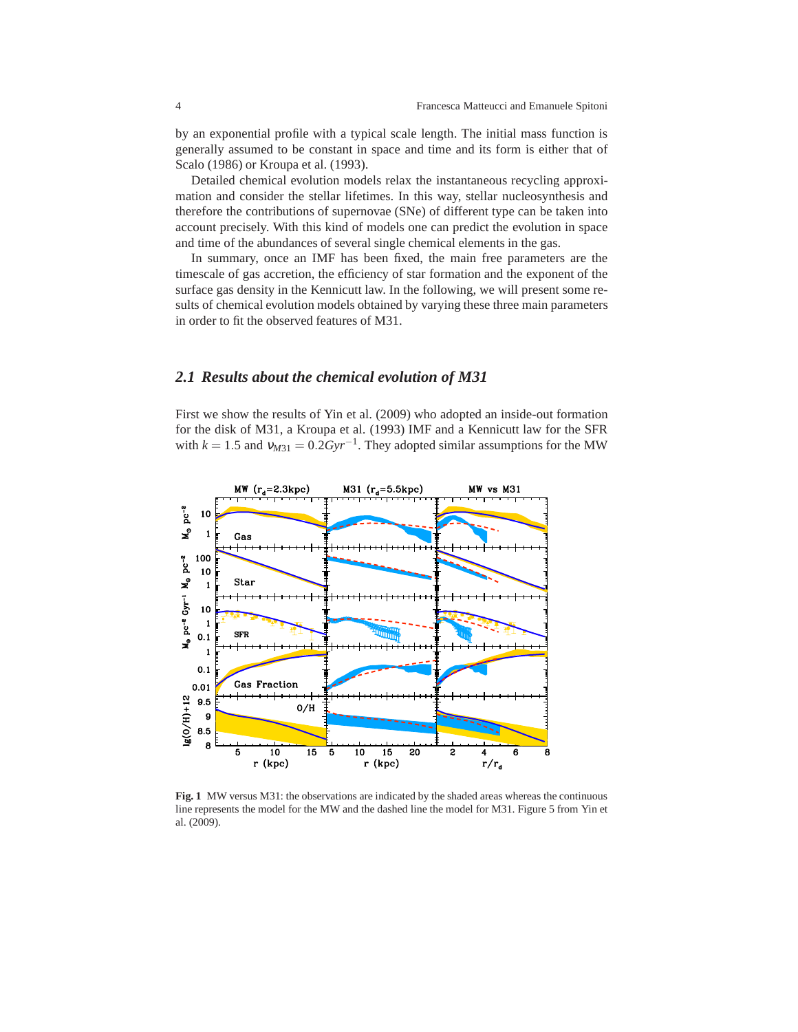by an exponential profile with a typical scale length. The initial mass function is generally assumed to be constant in space and time and its form is either that of Scalo (1986) or Kroupa et al. (1993).

Detailed chemical evolution models relax the instantaneous recycling approximation and consider the stellar lifetimes. In this way, stellar nucleosynthesis and therefore the contributions of supernovae (SNe) of different type can be taken into account precisely. With this kind of models one can predict the evolution in space and time of the abundances of several single chemical elements in the gas.

In summary, once an IMF has been fixed, the main free parameters are the timescale of gas accretion, the efficiency of star formation and the exponent of the surface gas density in the Kennicutt law. In the following, we will present some results of chemical evolution models obtained by varying these three main parameters in order to fit the observed features of M31.

### *2.1 Results about the chemical evolution of M31*

First we show the results of Yin et al. (2009) who adopted an inside-out formation for the disk of M31, a Kroupa et al. (1993) IMF and a Kennicutt law for the SFR with $k = 1.5$ and $\nu_{M31} = 0.2 Gyr^{-1}$. They adopted similar assumptions for the MW

**Fig. 1** MW versus M31: the observations are indicated by the shaded areas whereas the continuous line represents the model for the MW and the dashed line the model for M31. Figure 5 from Yin et al. (2009).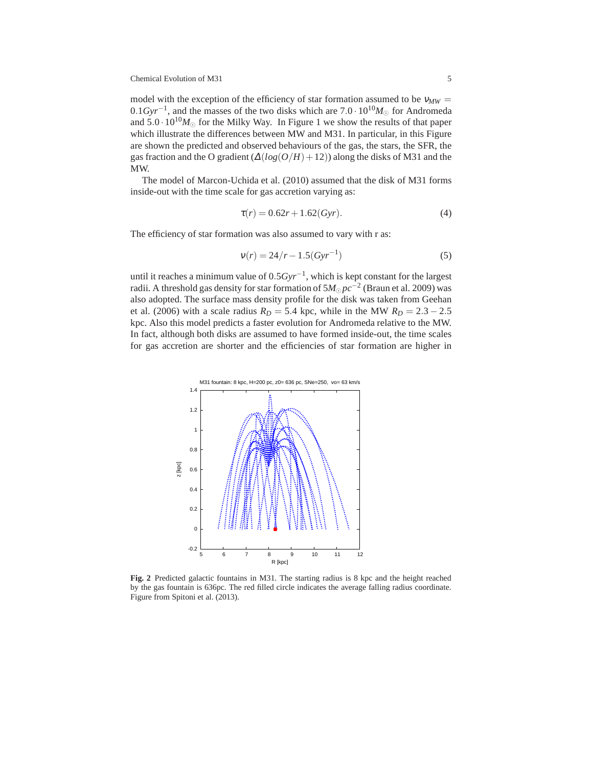model with the exception of the efficiency of star formation assumed to be $\nu_{MW} = 0.1 Gyr^{-1}$, and the masses of the two disks which are $7.0 \cdot 10^{10} M_{\odot}$ for Andromeda and $5.0 \cdot 10^{10} M_{\odot}$ for the Milky Way. In Figure 1 we show the results of that paper which illustrate the differences between MW and M31. In particular, in this Figure are shown the predicted and observed behaviours of the gas, the stars, the SFR, the gas fraction and the O gradient ($\Delta(log(O/H)+12)$) along the disks of M31 and the MW.

The model of Marcon-Uchida et al. (2010) assumed that the disk of M31 forms inside-out with the time scale for gas accretion varying as:

$$\tau(r) = 0.62r + 1.62(Gyr). \tag{4}$$

The efficiency of star formation was also assumed to vary with r as:

$$\nu(r) = 24/r - 1.5(Gyr^{-1}) \tag{5}$$

until it reaches a minimum value of $0.5 Gyr^{-1}$, which is kept constant for the largest radii. A threshold gas density for star formation of $5 M_{\odot} pc^{-2}$ (Braun et al. 2009) was also adopted. The surface mass density profile for the disk was taken from Geehan et al. (2006) with a scale radius $R_D = 5.4$ kpc, while in the MW $R_D = 2.3 - 2.5$ kpc. Also this model predicts a faster evolution for Andromeda relative to the MW. In fact, although both disks are assumed to have formed inside-out, the time scales for gas accretion are shorter and the efficiencies of star formation are higher in

**Fig. 2** Predicted galactic fountains in M31. The starting radius is 8 kpc and the height reached by the gas fountain is 636pc. The red filled circle indicates the average falling radius coordinate. Figure from Spitoni et al. (2013).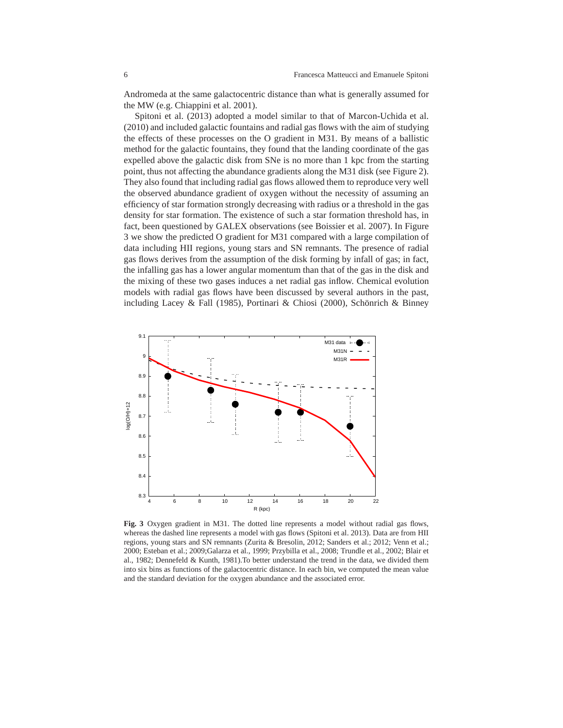Andromeda at the same galactocentric distance than what is generally assumed for the MW (e.g. Chiappini et al. 2001).

Spitoni et al. (2013) adopted a model similar to that of Marcon-Uchida et al. (2010) and included galactic fountains and radial gas flows with the aim of studying the effects of these processes on the O gradient in M31. By means of a ballistic method for the galactic fountains, they found that the landing coordinate of the gas expelled above the galactic disk from SNe is no more than 1 kpc from the starting point, thus not affecting the abundance gradients along the M31 disk (see Figure 2). They also found that including radial gas flows allowed them to reproduce very well the observed abundance gradient of oxygen without the necessity of assuming an efficiency of star formation strongly decreasing with radius or a threshold in the gas density for star formation. The existence of such a star formation threshold has, in fact, been questioned by GALEX observations (see Boissier et al. 2007). In Figure 3 we show the predicted O gradient for M31 compared with a large compilation of data including HII regions, young stars and SN remnants. The presence of radial gas flows derives from the assumption of the disk forming by infall of gas; in fact, the infalling gas has a lower angular momentum than that of the gas in the disk and the mixing of these two gases induces a net radial gas inflow. Chemical evolution models with radial gas flows have been discussed by several authors in the past, including Lacey & Fall (1985), Portinari & Chiosi (2000), Schönrich & Binney

**Fig. 3** Oxygen gradient in M31. The dotted line represents a model without radial gas flows, whereas the dashed line represents a model with gas flows (Spitoni et al. 2013). Data are from HII regions, young stars and SN remnants (Zurita & Bresolin, 2012; Sanders et al.; 2012; Venn et al.; 2000; Esteban et al.; 2009;Galarza et al., 1999; Przybilla et al., 2008; Trundle et al., 2002; Blair et al., 1982; Dennefeld & Kunth, 1981).To better understand the trend in the data, we divided them into six bins as functions of the galactocentric distance. In each bin, we computed the mean value and the standard deviation for the oxygen abundance and the associated error.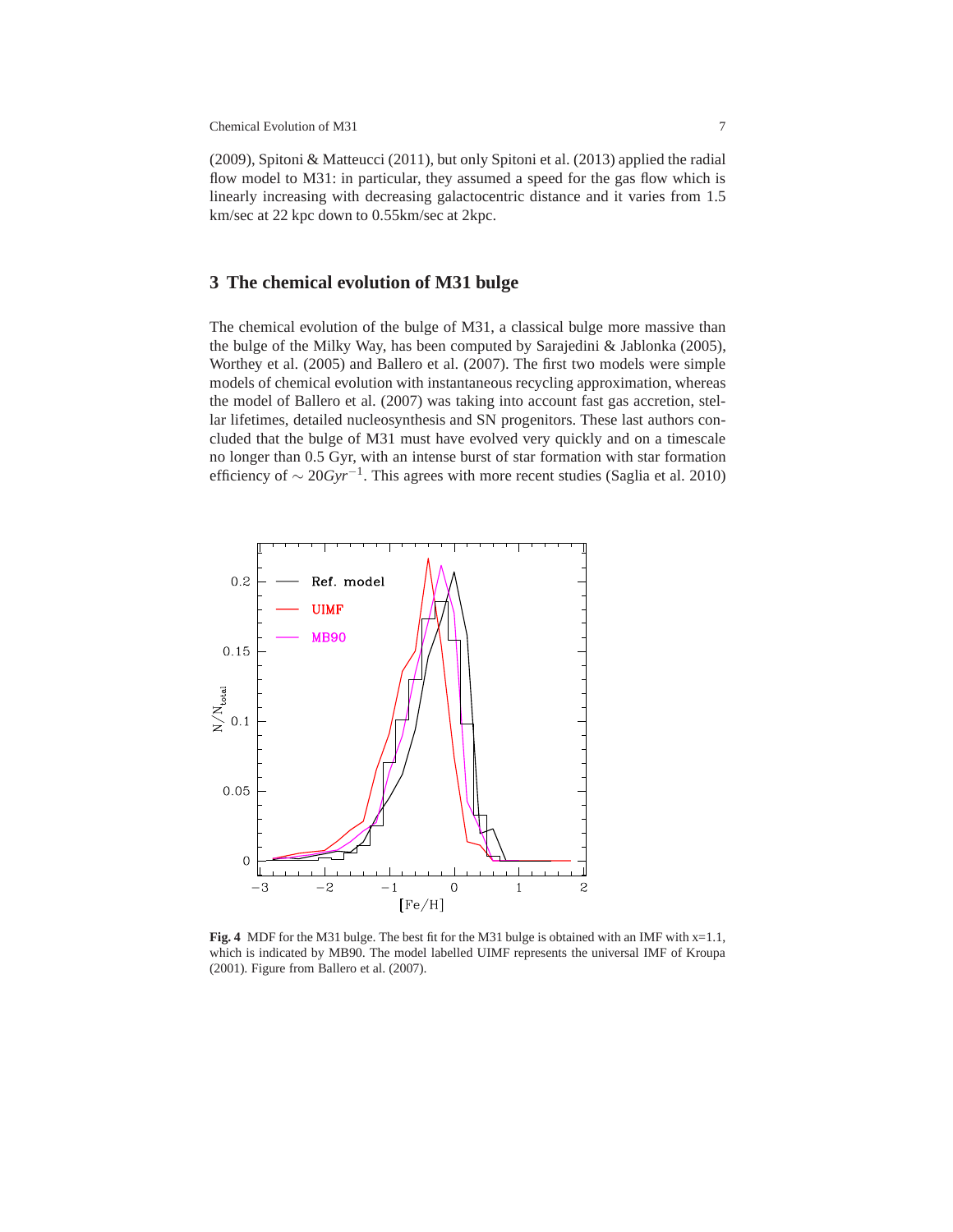(2009), Spitoni & Matteucci (2011), but only Spitoni et al. (2013) applied the radial flow model to M31: in particular, they assumed a speed for the gas flow which is linearly increasing with decreasing galactocentric distance and it varies from 1.5 km/sec at 22 kpc down to 0.55km/sec at 2kpc.

## 3 The chemical evolution of M31 bulge

The chemical evolution of the bulge of M31, a classical bulge more massive than the bulge of the Milky Way, has been computed by Sarajedini & Jablonka (2005), Worthey et al. (2005) and Ballero et al. (2007). The first two models were simple models of chemical evolution with instantaneous recycling approximation, whereas the model of Ballero et al. (2007) was taking into account fast gas accretion, stellar lifetimes, detailed nucleosynthesis and SN progenitors. These last authors concluded that the bulge of M31 must have evolved very quickly and on a timescale no longer than 0.5 Gyr, with an intense burst of star formation with star formation efficiency of $\sim 20 Gyr^{-1}$. This agrees with more recent studies (Saglia et al. 2010)

**Fig. 4** MDF for the M31 bulge. The best fit for the M31 bulge is obtained with an IMF with x=1.1, which is indicated by MB90. The model labelled UIMF represents the universal IMF of Kroupa (2001). Figure from Ballero et al. (2007).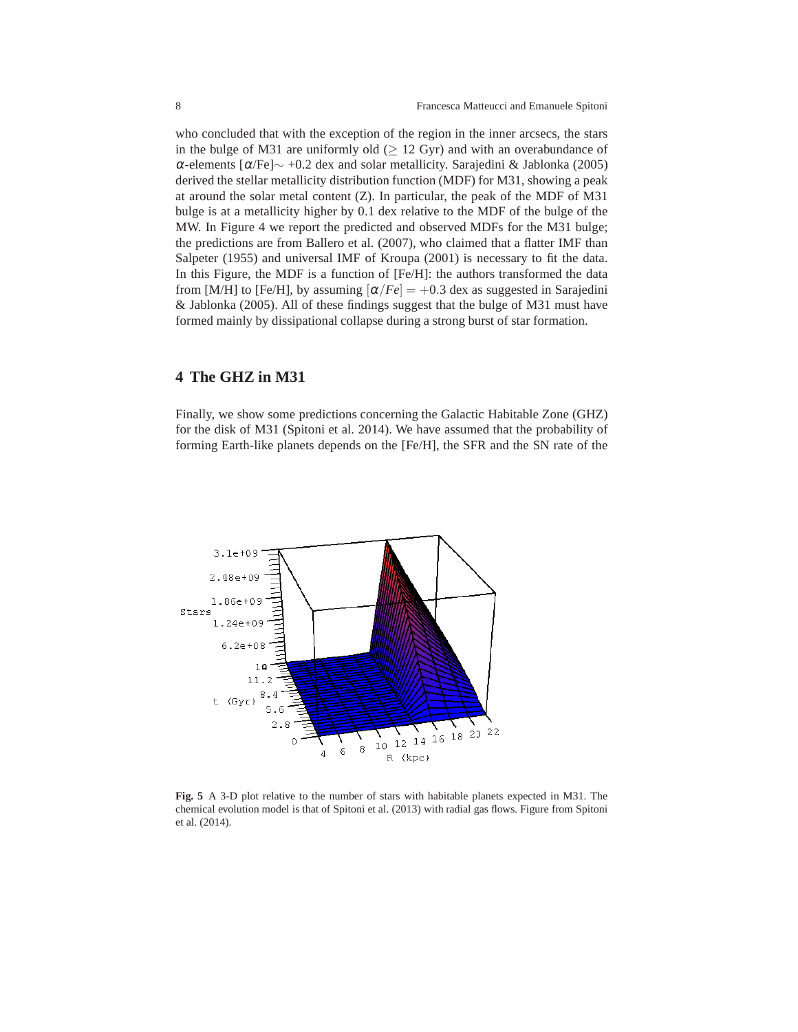who concluded that with the exception of the region in the inner arcsecs, the stars in the bulge of M31 are uniformly old ($\geq$ 12 Gyr) and with an overabundance of $\alpha$-elements [$\alpha$/Fe]$\sim$ +0.2 dex and solar metallicity. Sarajedini & Jablonka (2005) derived the stellar metallicity distribution function (MDF) for M31, showing a peak at around the solar metal content (Z). In particular, the peak of the MDF of M31 bulge is at a metallicity higher by 0.1 dex relative to the MDF of the bulge of the MW. In Figure 4 we report the predicted and observed MDFs for the M31 bulge; the predictions are from Ballero et al. (2007), who claimed that a flatter IMF than Salpeter (1955) and universal IMF of Kroupa (2001) is necessary to fit the data. In this Figure, the MDF is a function of [Fe/H]: the authors transformed the data from [M/H] to [Fe/H], by assuming $[\alpha/Fe] = +0.3$ dex as suggested in Sarajedini & Jablonka (2005). All of these findings suggest that the bulge of M31 must have formed mainly by dissipational collapse during a strong burst of star formation.

## 4 The GHZ in M31

Finally, we show some predictions concerning the Galactic Habitable Zone (GHZ) for the disk of M31 (Spitoni et al. 2014). We have assumed that the probability of forming Earth-like planets depends on the [Fe/H], the SFR and the SN rate of the

**Fig. 5** A 3-D plot relative to the number of stars with habitable planets expected in M31. The chemical evolution model is that of Spitoni et al. (2013) with radial gas flows. Figure from Spitoni et al. (2014).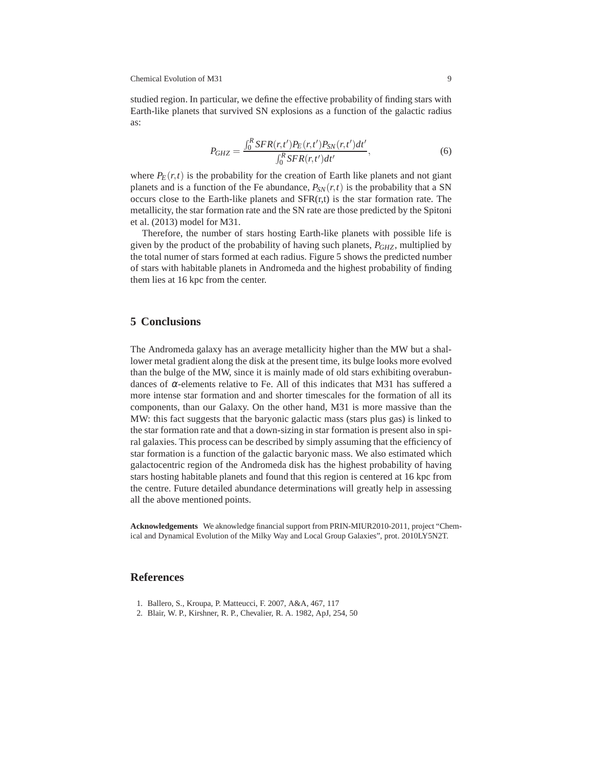studied region. In particular, we define the effective probability of finding stars with Earth-like planets that survived SN explosions as a function of the galactic radius as:

$$P_{GHZ} = \frac{\int_0^R SFR(r,t')P_E(r,t')P_{SN}(r,t')dt'}{\int_0^R SFR(r,t')dt'}, \tag{6}$$

where $P_E(r,t)$ is the probability for the creation of Earth like planets and not giant planets and is a function of the Fe abundance, $P_{SN}(r,t)$ is the probability that a SN occurs close to the Earth-like planets and SFR(r,t) is the star formation rate. The metallicity, the star formation rate and the SN rate are those predicted by the Spitoni et al. (2013) model for M31.

Therefore, the number of stars hosting Earth-like planets with possible life is given by the product of the probability of having such planets, $P_{GHZ}$, multiplied by the total numer of stars formed at each radius. Figure 5 shows the predicted number of stars with habitable planets in Andromeda and the highest probability of finding them lies at 16 kpc from the center.

## 5 Conclusions

The Andromeda galaxy has an average metallicity higher than the MW but a shallower metal gradient along the disk at the present time, its bulge looks more evolved than the bulge of the MW, since it is mainly made of old stars exhibiting overabundances of $\alpha$-elements relative to Fe. All of this indicates that M31 has suffered a more intense star formation and and shorter timescales for the formation of all its components, than our Galaxy. On the other hand, M31 is more massive than the MW: this fact suggests that the baryonic galactic mass (stars plus gas) is linked to the star formation rate and that a down-sizing in star formation is present also in spiral galaxies. This process can be described by simply assuming that the efficiency of star formation is a function of the galactic baryonic mass. We also estimated which galactocentric region of the Andromeda disk has the highest probability of having stars hosting habitable planets and found that this region is centered at 16 kpc from the centre. Future detailed abundance determinations will greatly help in assessing all the above mentioned points.

**Acknowledgements** We aknowledge financial support from PRIN-MIUR2010-2011, project "Chemical and Dynamical Evolution of the Milky Way and Local Group Galaxies", prot. 2010LY5N2T.

## References

1. Ballero, S., Kroupa, P. Matteucci, F. 2007, A&A, 467, 117
2. Blair, W. P., Kirshner, R. P., Chevalier, R. A. 1982, ApJ, 254, 50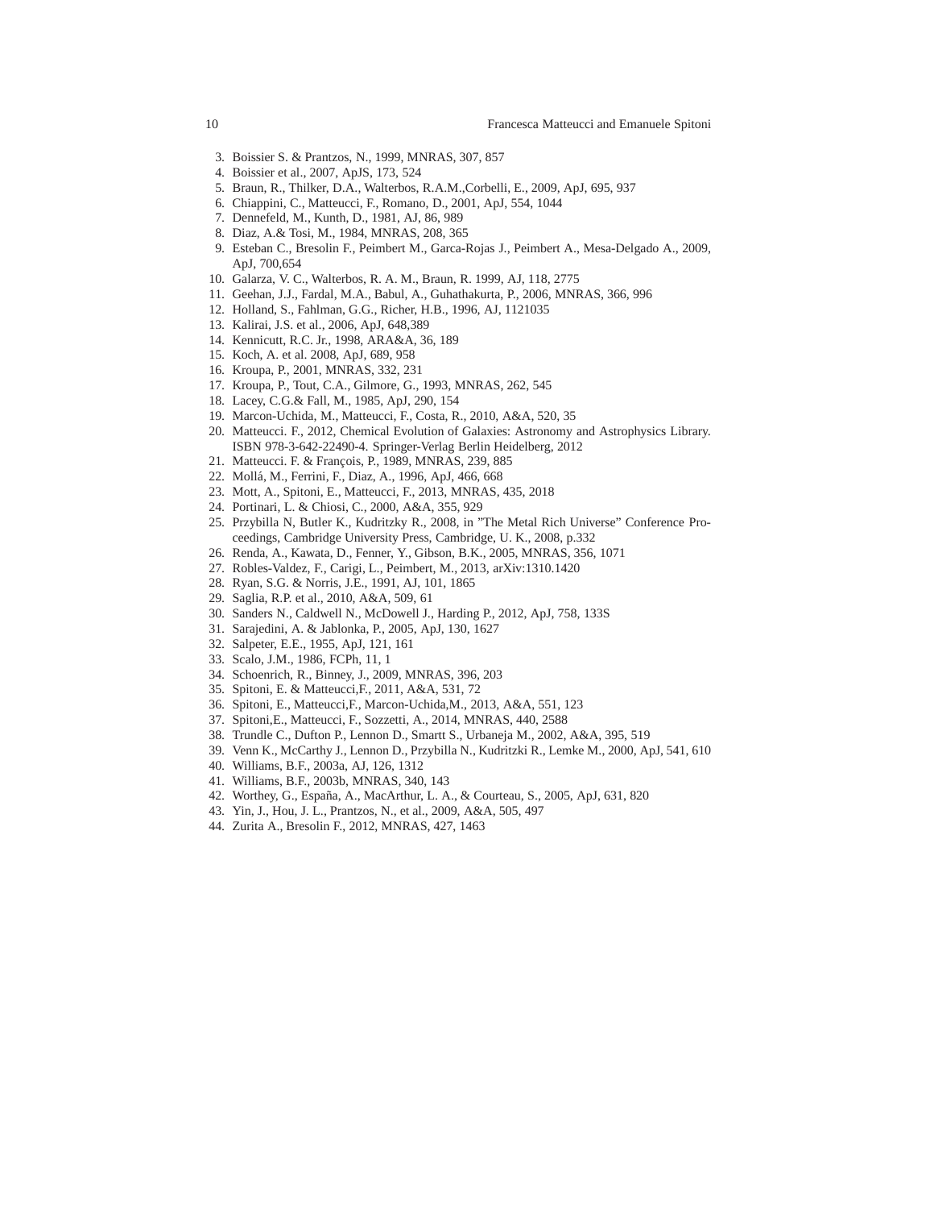3. Boissier S. & Prantzos, N., 1999, MNRAS, 307, 857
4. Boissier et al., 2007, ApJS, 173, 524
5. Braun, R., Thilker, D.A., Walterbos, R.A.M.,Corbelli, E., 2009, ApJ, 695, 937
6. Chiappini, C., Matteucci, F., Romano, D., 2001, ApJ, 554, 1044
7. Dennefeld, M., Kunth, D., 1981, AJ, 86, 989
8. Diaz, A.& Tosi, M., 1984, MNRAS, 208, 365
9. Esteban C., Bresolin F., Peimbert M., Garca-Rojas J., Peimbert A., Mesa-Delgado A., 2009, ApJ, 700,654
10. Galarza, V. C., Walterbos, R. A. M., Braun, R. 1999, AJ, 118, 2775
11. Geehan, J.J., Fardal, M.A., Babul, A., Guhathakurta, P., 2006, MNRAS, 366, 996
12. Holland, S., Fahlman, G.G., Richer, H.B., 1996, AJ, 1121035
13. Kalirai, J.S. et al., 2006, ApJ, 648,389
14. Kennicutt, R.C. Jr., 1998, ARA&A, 36, 189
15. Koch, A. et al. 2008, ApJ, 689, 958
16. Kroupa, P., 2001, MNRAS, 332, 231
17. Kroupa, P., Tout, C.A., Gilmore, G., 1993, MNRAS, 262, 545
18. Lacey, C.G.& Fall, M., 1985, ApJ, 290, 154
19. Marcon-Uchida, M., Matteucci, F., Costa, R., 2010, A&A, 520, 35
20. Matteucci. F., 2012, Chemical Evolution of Galaxies: Astronomy and Astrophysics Library. ISBN 978-3-642-22490-4. Springer-Verlag Berlin Heidelberg, 2012
21. Matteucci. F. & François, P., 1989, MNRAS, 239, 885
22. Mollá, M., Ferrini, F., Diaz, A., 1996, ApJ, 466, 668
23. Mott, A., Spitoni, E., Matteucci, F., 2013, MNRAS, 435, 2018
24. Portinari, L. & Chiosi, C., 2000, A&A, 355, 929
25. Przybilla N, Butler K., Kudritzky R., 2008, in "The Metal Rich Universe" Conference Proceedings, Cambridge University Press, Cambridge, U. K., 2008, p.332
26. Renda, A., Kawata, D., Fenner, Y., Gibson, B.K., 2005, MNRAS, 356, 1071
27. Robles-Valdez, F., Carigi, L., Peimbert, M., 2013, arXiv:1310.1420
28. Ryan, S.G. & Norris, J.E., 1991, AJ, 101, 1865
29. Saglia, R.P. et al., 2010, A&A, 509, 61
30. Sanders N., Caldwell N., McDowell J., Harding P., 2012, ApJ, 758, 133S
31. Sarajedini, A. & Jablonka, P., 2005, ApJ, 130, 1627
32. Salpeter, E.E., 1955, ApJ, 121, 161
33. Scalo, J.M., 1986, FCPh, 11, 1
34. Schoenrich, R., Binney, J., 2009, MNRAS, 396, 203
35. Spitoni, E. & Matteucci,F., 2011, A&A, 531, 72
36. Spitoni, E., Matteucci,F., Marcon-Uchida,M., 2013, A&A, 551, 123
37. Spitoni,E., Matteucci, F., Sozzetti, A., 2014, MNRAS, 440, 2588
38. Trundle C., Dufton P., Lennon D., Smartt S., Urbaneja M., 2002, A&A, 395, 519
39. Venn K., McCarthy J., Lennon D., Przybilla N., Kudritzki R., Lemke M., 2000, ApJ, 541, 610
40. Williams, B.F., 2003a, AJ, 126, 1312
41. Williams, B.F., 2003b, MNRAS, 340, 143
42. Worthey, G., España, A., MacArthur, L. A., & Courteau, S., 2005, ApJ, 631, 820
43. Yin, J., Hou, J. L., Prantzos, N., et al., 2009, A&A, 505, 497
44. Zurita A., Bresolin F., 2012, MNRAS, 427, 1463